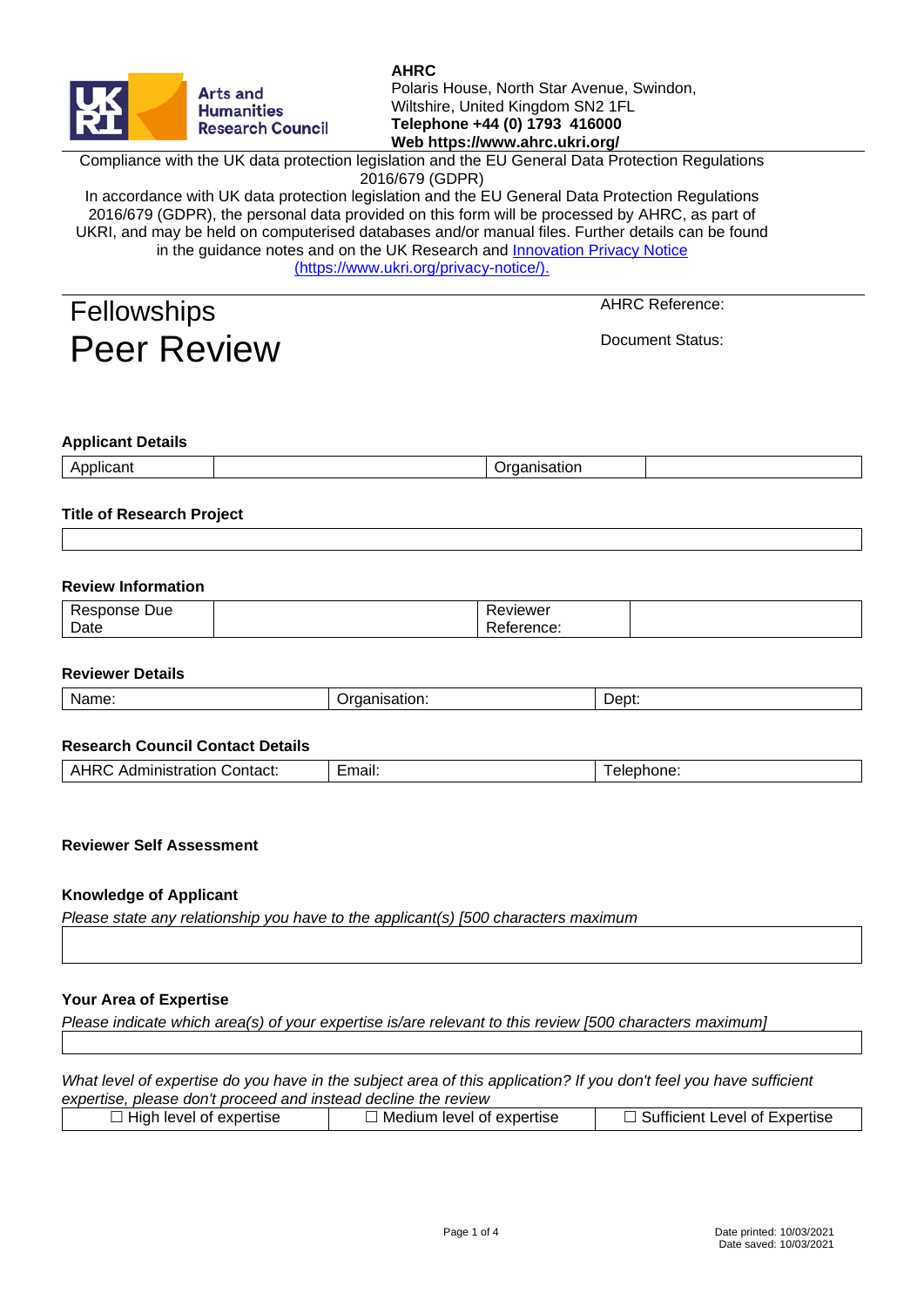**AHRC**
Polaris House, North Star Avenue, Swindon,
Wiltshire, United Kingdom SN2 1FL
**Telephone +44 (0) 1793 416000**
**Web https://www.ahrc.ukri.org/**

Compliance with the UK data protection legislation and the EU General Data Protection Regulations 2016/679 (GDPR)

In accordance with UK data protection legislation and the EU General Data Protection Regulations 2016/679 (GDPR), the personal data provided on this form will be processed by AHRC, as part of UKRI, and may be held on computerised databases and/or manual files. Further details can be found in the guidance notes and on the UK Research and [Innovation Privacy Notice (https://www.ukri.org/privacy-notice/).](https://www.ukri.org/privacy-notice/)

# Fellowships Peer Review

AHRC Reference:

Document Status:

**Applicant Details**

| Applicant | | Organisation | |
|---|---|---|---|

**Title of Research Project**

| |
|---|

**Review Information**

| Response Due Date | | Reviewer Reference: | |
|---|---|---|---|

**Reviewer Details**

| Name: | Organisation: | Dept: |
|---|---|---|

**Research Council Contact Details**

| AHRC Administration Contact: | Email: | Telephone: |
|---|---|---|

**Reviewer Self Assessment**

**Knowledge of Applicant**

*Please state any relationship you have to the applicant(s) [500 characters maximum*

| |
|---|

**Your Area of Expertise**

*Please indicate which area(s) of your expertise is/are relevant to this review [500 characters maximum]*

| |
|---|

*What level of expertise do you have in the subject area of this application? If you don't feel you have sufficient expertise, please don't proceed and instead decline the review*

| ☐ High level of expertise | ☐ Medium level of expertise | ☐ Sufficient Level of Expertise |
|---|---|---|

Date printed: 10/03/2021
Date saved: 10/03/2021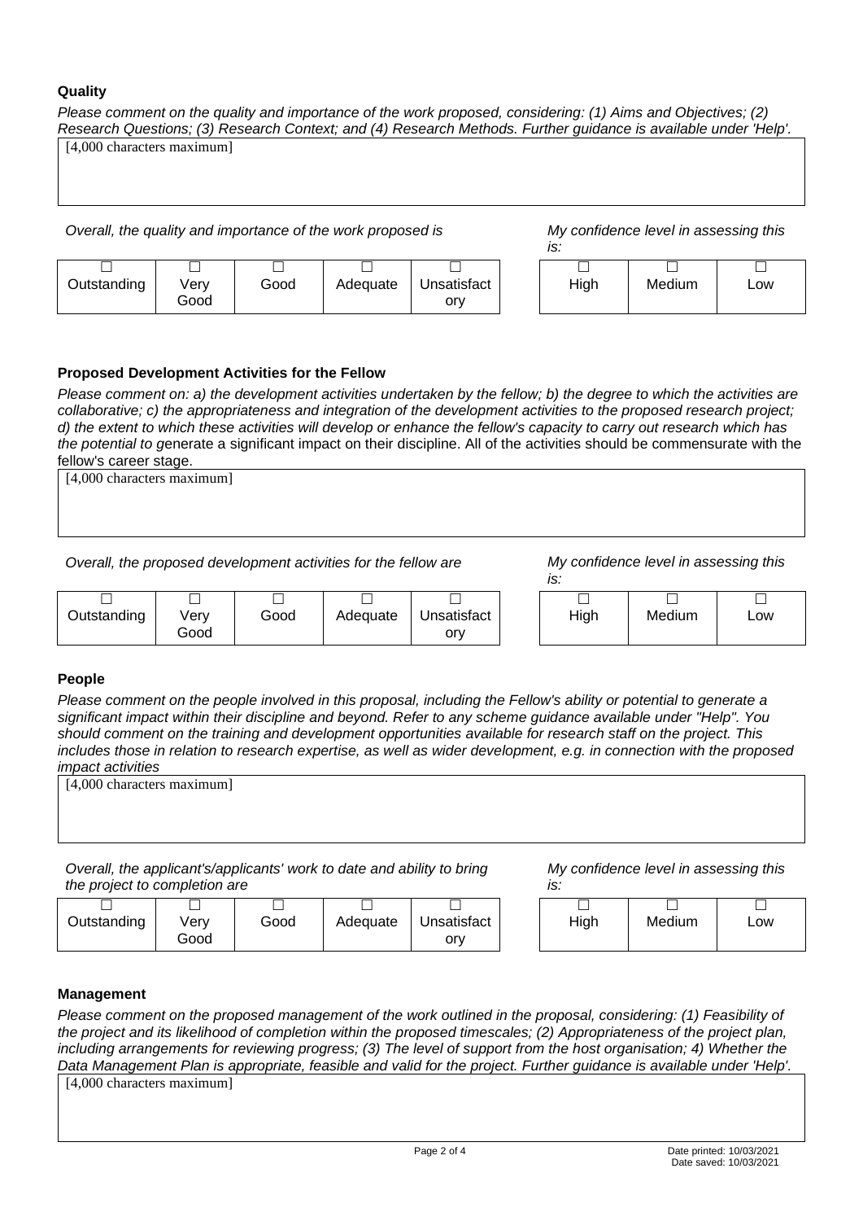**Quality**

*Please comment on the quality and importance of the work proposed, considering: (1) Aims and Objectives; (2) Research Questions; (3) Research Context; and (4) Research Methods. Further guidance is available under 'Help'.*

[4,000 characters maximum]

*Overall, the quality and importance of the work proposed is*

| ☐ | ☐ | ☐ | ☐ | ☐ |
|---|---|---|---|---|
| Outstanding | Very Good | Good | Adequate | Unsatisfactory |

*My confidence level in assessing this is:*

| ☐ | ☐ | ☐ |
|---|---|---|
| High | Medium | Low |

**Proposed Development Activities for the Fellow**

*Please comment on: a) the development activities undertaken by the fellow; b) the degree to which the activities are collaborative; c) the appropriateness and integration of the development activities to the proposed research project; d) the extent to which these activities will develop or enhance the fellow's capacity to carry out research which has the potential to g*enerate a significant impact on their discipline. All of the activities should be commensurate with the fellow's career stage.

[4,000 characters maximum]

*Overall, the proposed development activities for the fellow are*

| ☐ | ☐ | ☐ | ☐ | ☐ |
|---|---|---|---|---|
| Outstanding | Very Good | Good | Adequate | Unsatisfactory |

*My confidence level in assessing this is:*

| ☐ | ☐ | ☐ |
|---|---|---|
| High | Medium | Low |

**People**

*Please comment on the people involved in this proposal, including the Fellow's ability or potential to generate a significant impact within their discipline and beyond. Refer to any scheme guidance available under "Help". You should comment on the training and development opportunities available for research staff on the project. This includes those in relation to research expertise, as well as wider development, e.g. in connection with the proposed impact activities*

[4,000 characters maximum]

*Overall, the applicant's/applicants' work to date and ability to bring the project to completion are*

| ☐ | ☐ | ☐ | ☐ | ☐ |
|---|---|---|---|---|
| Outstanding | Very Good | Good | Adequate | Unsatisfactory |

*My confidence level in assessing this is:*

| ☐ | ☐ | ☐ |
|---|---|---|
| High | Medium | Low |

**Management**

*Please comment on the proposed management of the work outlined in the proposal, considering: (1) Feasibility of the project and its likelihood of completion within the proposed timescales; (2) Appropriateness of the project plan, including arrangements for reviewing progress; (3) The level of support from the host organisation; 4) Whether the Data Management Plan is appropriate, feasible and valid for the project. Further guidance is available under 'Help'.*

[4,000 characters maximum]

Date printed: 10/03/2021
Date saved: 10/03/2021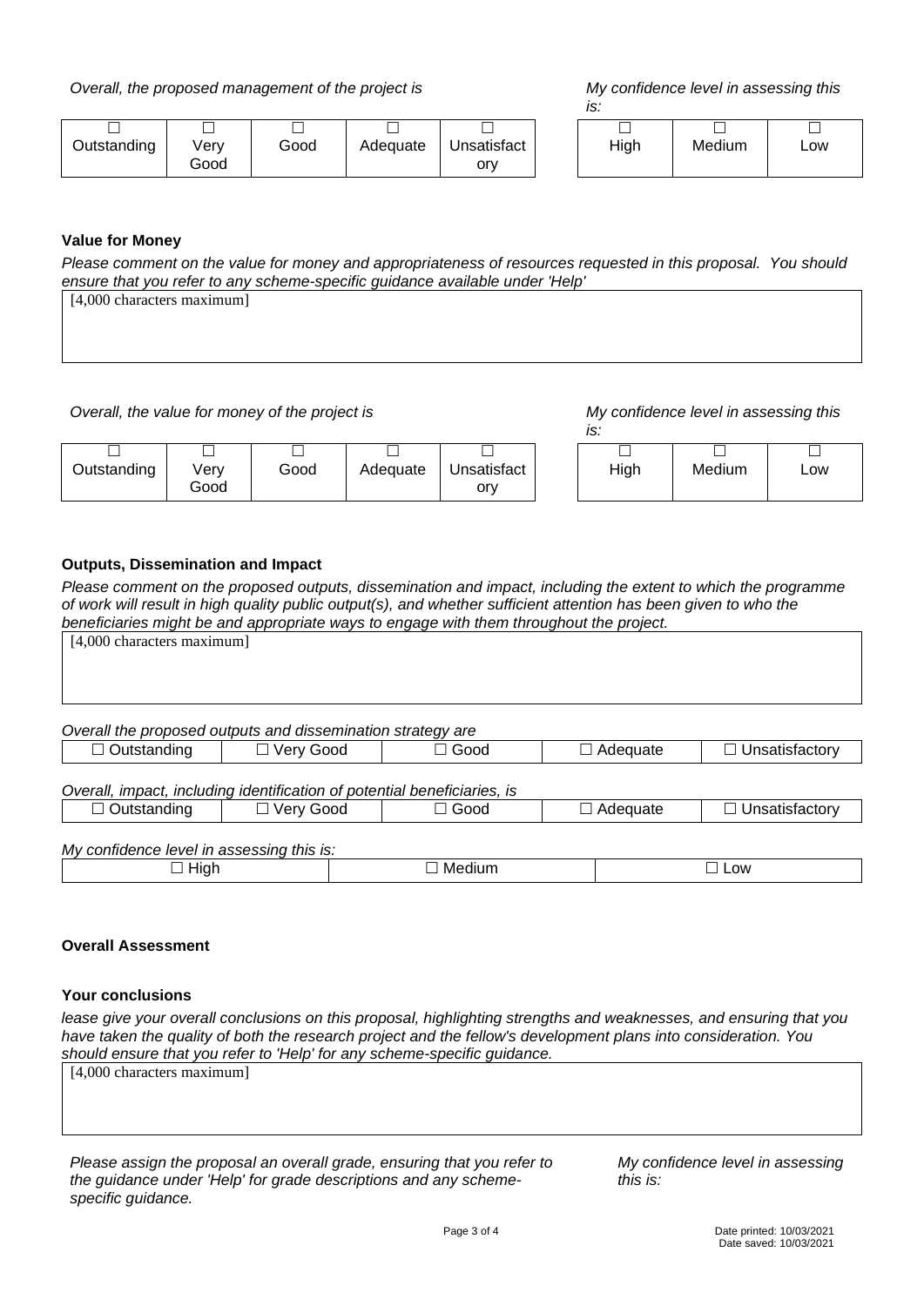*Overall, the proposed management of the project is*

| ☐ Outstanding | ☐ Very Good | ☐ Good | ☐ Adequate | ☐ Unsatisfactory |
|---|---|---|---|---|

*My confidence level in assessing this is:*

| ☐ High | ☐ Medium | ☐ Low |
|---|---|---|

**Value for Money**

*Please comment on the value for money and appropriateness of resources requested in this proposal. You should ensure that you refer to any scheme-specific guidance available under 'Help'*

[4,000 characters maximum]

*Overall, the value for money of the project is*

| ☐ Outstanding | ☐ Very Good | ☐ Good | ☐ Adequate | ☐ Unsatisfactory |
|---|---|---|---|---|

*My confidence level in assessing this is:*

| ☐ High | ☐ Medium | ☐ Low |
|---|---|---|

**Outputs, Dissemination and Impact**

*Please comment on the proposed outputs, dissemination and impact, including the extent to which the programme of work will result in high quality public output(s), and whether sufficient attention has been given to who the beneficiaries might be and appropriate ways to engage with them throughout the project.*

[4,000 characters maximum]

*Overall the proposed outputs and dissemination strategy are*

| ☐ Outstanding | ☐ Very Good | ☐ Good | ☐ Adequate | ☐ Unsatisfactory |
|---|---|---|---|---|

*Overall, impact, including identification of potential beneficiaries, is*

| ☐ Outstanding | ☐ Very Good | ☐ Good | ☐ Adequate | ☐ Unsatisfactory |
|---|---|---|---|---|

*My confidence level in assessing this is:*

| ☐ High | ☐ Medium | ☐ Low |
|---|---|---|

**Overall Assessment**

**Your conclusions**

*lease give your overall conclusions on this proposal, highlighting strengths and weaknesses, and ensuring that you have taken the quality of both the research project and the fellow's development plans into consideration. You should ensure that you refer to 'Help' for any scheme-specific guidance.*

[4,000 characters maximum]

*Please assign the proposal an overall grade, ensuring that you refer to the guidance under 'Help' for grade descriptions and any scheme-specific guidance.*

*My confidence level in assessing this is:*

Date printed: 10/03/2021
Date saved: 10/03/2021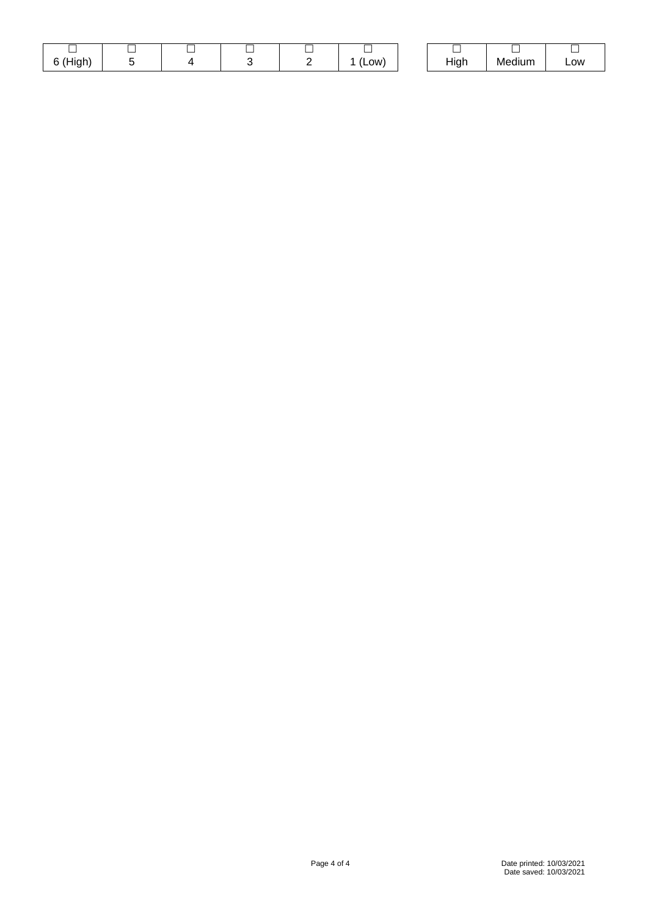| | | | | | |
|---|---|---|---|---|---|
| ☐ | ☐ | ☐ | ☐ | ☐ | ☐ |
| 6 (High) | 5 | 4 | 3 | 2 | 1 (Low) |

| | | |
|---|---|---|
| ☐ | ☐ | ☐ |
| High | Medium | Low |

Date printed: 10/03/2021
Date saved: 10/03/2021